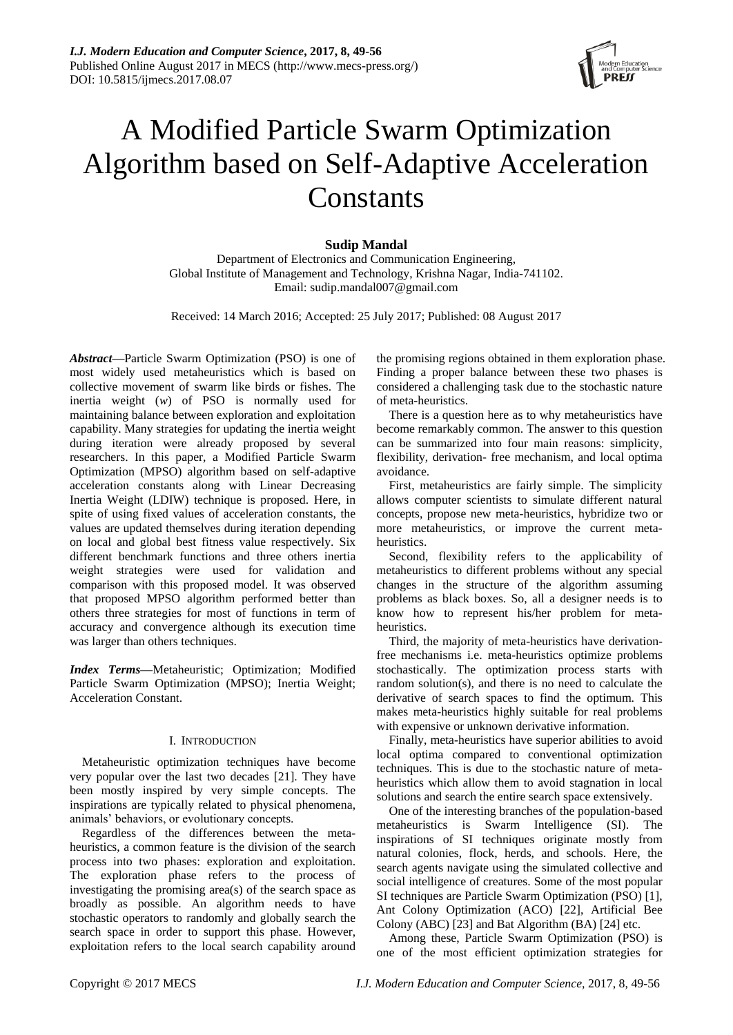# A Modified Particle Swarm Optimization Algorithm based on Self-Adaptive Acceleration Constants

**Sudip Mandal**

Department of Electronics and Communication Engineering, Global Institute of Management and Technology, Krishna Nagar, India-741102.
Email: sudip.mandal007@gmail.com

Received: 14 March 2016; Accepted: 25 July 2017; Published: 08 August 2017

***Abstract*—**Particle Swarm Optimization (PSO) is one of most widely used metaheuristics which is based on collective movement of swarm like birds or fishes. The inertia weight ($w$) of PSO is normally used for maintaining balance between exploration and exploitation capability. Many strategies for updating the inertia weight during iteration were already proposed by several researchers. In this paper, a Modified Particle Swarm Optimization (MPSO) algorithm based on self-adaptive acceleration constants along with Linear Decreasing Inertia Weight (LDIW) technique is proposed. Here, in spite of using fixed values of acceleration constants, the values are updated themselves during iteration depending on local and global best fitness value respectively. Six different benchmark functions and three others inertia weight strategies were used for validation and comparison with this proposed model. It was observed that proposed MPSO algorithm performed better than others three strategies for most of functions in term of accuracy and convergence although its execution time was larger than others techniques.

***Index Terms*—**Metaheuristic; Optimization; Modified Particle Swarm Optimization (MPSO); Inertia Weight; Acceleration Constant.

## I. Introduction

Metaheuristic optimization techniques have become very popular over the last two decades [21]. They have been mostly inspired by very simple concepts. The inspirations are typically related to physical phenomena, animals' behaviors, or evolutionary concepts.

Regardless of the differences between the meta-heuristics, a common feature is the division of the search process into two phases: exploration and exploitation. The exploration phase refers to the process of investigating the promising area(s) of the search space as broadly as possible. An algorithm needs to have stochastic operators to randomly and globally search the search space in order to support this phase. However, exploitation refers to the local search capability around the promising regions obtained in them exploration phase. Finding a proper balance between these two phases is considered a challenging task due to the stochastic nature of meta-heuristics.

There is a question here as to why metaheuristics have become remarkably common. The answer to this question can be summarized into four main reasons: simplicity, flexibility, derivation- free mechanism, and local optima avoidance.

First, metaheuristics are fairly simple. The simplicity allows computer scientists to simulate different natural concepts, propose new meta-heuristics, hybridize two or more metaheuristics, or improve the current meta-heuristics.

Second, flexibility refers to the applicability of metaheuristics to different problems without any special changes in the structure of the algorithm assuming problems as black boxes. So, all a designer needs is to know how to represent his/her problem for meta-heuristics.

Third, the majority of meta-heuristics have derivation-free mechanisms i.e. meta-heuristics optimize problems stochastically. The optimization process starts with random solution(s), and there is no need to calculate the derivative of search spaces to find the optimum. This makes meta-heuristics highly suitable for real problems with expensive or unknown derivative information.

Finally, meta-heuristics have superior abilities to avoid local optima compared to conventional optimization techniques. This is due to the stochastic nature of meta-heuristics which allow them to avoid stagnation in local solutions and search the entire search space extensively.

One of the interesting branches of the population-based metaheuristics is Swarm Intelligence (SI). The inspirations of SI techniques originate mostly from natural colonies, flock, herds, and schools. Here, the search agents navigate using the simulated collective and social intelligence of creatures. Some of the most popular SI techniques are Particle Swarm Optimization (PSO) [1], Ant Colony Optimization (ACO) [22], Artificial Bee Colony (ABC) [23] and Bat Algorithm (BA) [24] etc.

Among these, Particle Swarm Optimization (PSO) is one of the most efficient optimization strategies for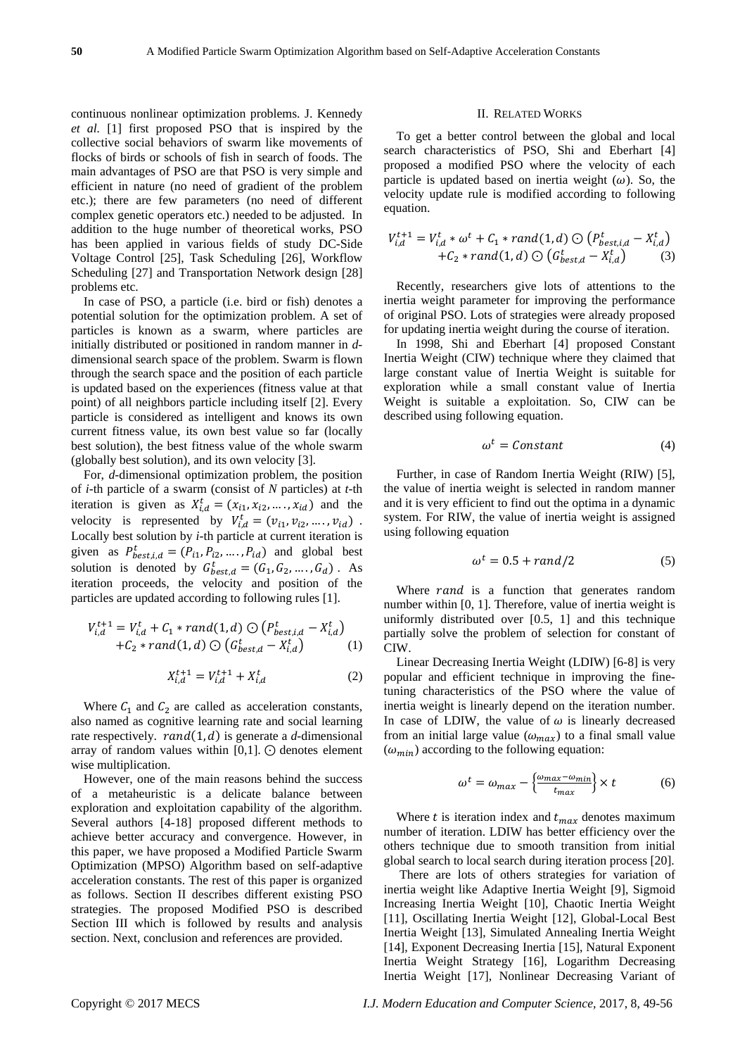continuous nonlinear optimization problems. J. Kennedy *et al.* [1] first proposed PSO that is inspired by the collective social behaviors of swarm like movements of flocks of birds or schools of fish in search of foods. The main advantages of PSO are that PSO is very simple and efficient in nature (no need of gradient of the problem etc.); there are few parameters (no need of different complex genetic operators etc.) needed to be adjusted. In addition to the huge number of theoretical works, PSO has been applied in various fields of study DC-Side Voltage Control [25], Task Scheduling [26], Workflow Scheduling [27] and Transportation Network design [28] problems etc.

In case of PSO, a particle (i.e. bird or fish) denotes a potential solution for the optimization problem. A set of particles is known as a swarm, where particles are initially distributed or positioned in random manner in *d*-dimensional search space of the problem. Swarm is flown through the search space and the position of each particle is updated based on the experiences (fitness value at that point) of all neighbors particle including itself [2]. Every particle is considered as intelligent and knows its own current fitness value, its own best value so far (locally best solution), the best fitness value of the whole swarm (globally best solution), and its own velocity [3].

For, *d*-dimensional optimization problem, the position of *i*-th particle of a swarm (consist of *N* particles) at *t*-th iteration is given as $X_{i,d}^t = (x_{i1}, x_{i2}, \ldots, x_{id})$ and the velocity is represented by $V_{i,d}^t = (v_{i1}, v_{i2}, \ldots, v_{id})$. Locally best solution by *i*-th particle at current iteration is given as $P_{best,i,d}^t = (P_{i1}, P_{i2}, \ldots, P_{id})$ and global best solution is denoted by $G_{best,d}^t = (G_1, G_2, \ldots, G_d)$. As iteration proceeds, the velocity and position of the particles are updated according to following rules [1].

$$V_{i,d}^{t+1} = V_{i,d}^t + C_1 * rand(1,d) \odot \left(P_{best,i,d}^t - X_{i,d}^t\right) + C_2 * rand(1,d) \odot \left(G_{best,d}^t - X_{i,d}^t\right) \quad (1)$$

$$X_{i,d}^{t+1} = V_{i,d}^{t+1} + X_{i,d}^t \quad (2)$$

Where $C_1$ and $C_2$ are called as acceleration constants, also named as cognitive learning rate and social learning rate respectively. $rand(1,d)$ is generate a *d*-dimensional array of random values within [0,1]. $\odot$ denotes element wise multiplication.

However, one of the main reasons behind the success of a metaheuristic is a delicate balance between exploration and exploitation capability of the algorithm. Several authors [4-18] proposed different methods to achieve better accuracy and convergence. However, in this paper, we have proposed a Modified Particle Swarm Optimization (MPSO) Algorithm based on self-adaptive acceleration constants. The rest of this paper is organized as follows. Section II describes different existing PSO strategies. The proposed Modified PSO is described Section III which is followed by results and analysis section. Next, conclusion and references are provided.

## II. Related Works

To get a better control between the global and local search characteristics of PSO, Shi and Eberhart [4] proposed a modified PSO where the velocity of each particle is updated based on inertia weight ($\omega$). So, the velocity update rule is modified according to following equation.

$$V_{i,d}^{t+1} = V_{i,d}^t * \omega^t + C_1 * rand(1,d) \odot \left(P_{best,i,d}^t - X_{i,d}^t\right) + C_2 * rand(1,d) \odot \left(G_{best,d}^t - X_{i,d}^t\right) \quad (3)$$

Recently, researchers give lots of attentions to the inertia weight parameter for improving the performance of original PSO. Lots of strategies were already proposed for updating inertia weight during the course of iteration.

In 1998, Shi and Eberhart [4] proposed Constant Inertia Weight (CIW) technique where they claimed that large constant value of Inertia Weight is suitable for exploration while a small constant value of Inertia Weight is suitable a exploitation. So, CIW can be described using following equation.

$$\omega^t = Constant \quad (4)$$

Further, in case of Random Inertia Weight (RIW) [5], the value of inertia weight is selected in random manner and it is very efficient to find out the optima in a dynamic system. For RIW, the value of inertia weight is assigned using following equation

$$\omega^t = 0.5 + rand/2 \quad (5)$$

Where $rand$ is a function that generates random number within [0, 1]. Therefore, value of inertia weight is uniformly distributed over [0.5, 1] and this technique partially solve the problem of selection for constant of CIW.

Linear Decreasing Inertia Weight (LDIW) [6-8] is very popular and efficient technique in improving the fine-tuning characteristics of the PSO where the value of inertia weight is linearly depend on the iteration number. In case of LDIW, the value of $\omega$ is linearly decreased from an initial large value ($\omega_{max}$) to a final small value ($\omega_{min}$) according to the following equation:

$$\omega^t = \omega_{max} - \left\{\frac{\omega_{max} - \omega_{min}}{t_{max}}\right\} \times t \quad (6)$$

Where $t$ is iteration index and $t_{max}$ denotes maximum number of iteration. LDIW has better efficiency over the others technique due to smooth transition from initial global search to local search during iteration process [20].

There are lots of others strategies for variation of inertia weight like Adaptive Inertia Weight [9], Sigmoid Increasing Inertia Weight [10], Chaotic Inertia Weight [11], Oscillating Inertia Weight [12], Global-Local Best Inertia Weight [13], Simulated Annealing Inertia Weight [14], Exponent Decreasing Inertia [15], Natural Exponent Inertia Weight Strategy [16], Logarithm Decreasing Inertia Weight [17], Nonlinear Decreasing Variant of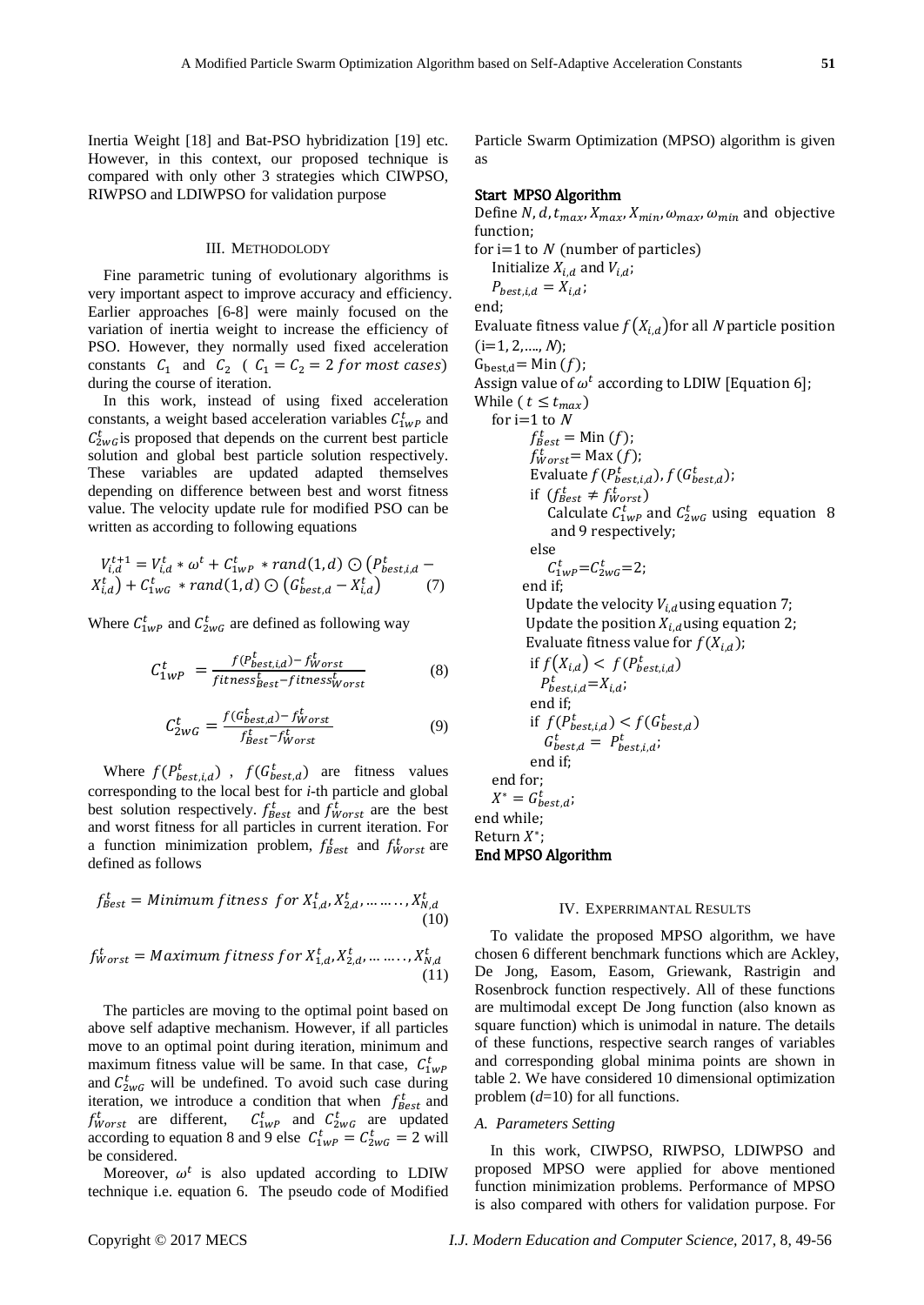Inertia Weight [18] and Bat-PSO hybridization [19] etc. However, in this context, our proposed technique is compared with only other 3 strategies which CIWPSO, RIWPSO and LDIWPSO for validation purpose

## III. Methodology

Fine parametric tuning of evolutionary algorithms is very important aspect to improve accuracy and efficiency. Earlier approaches [6-8] were mainly focused on the variation of inertia weight to increase the efficiency of PSO. However, they normally used fixed acceleration constants $C_1$ and $C_2$ ( $C_1 = C_2 = 2$ *for most cases*) during the course of iteration.

In this work, instead of using fixed acceleration constants, a weight based acceleration variables $C_{1wP}^t$ and $C_{2wG}^t$ is proposed that depends on the current best particle solution and global best particle solution respectively. These variables are updated adapted themselves depending on difference between best and worst fitness value. The velocity update rule for modified PSO can be written as according to following equations

$$V_{i,d}^{t+1} = V_{i,d}^t * \omega^t + C_{1wP}^t * rand(1,d) \odot \left(P_{best,i,d}^t - X_{i,d}^t\right) + C_{1wG}^t * rand(1,d) \odot \left(G_{best,d}^t - X_{i,d}^t\right) \quad (7)$$

Where $C_{1wP}^t$ and $C_{2wG}^t$ are defined as following way

$$C_{1wP}^t = \frac{f(P_{best,i,d}^t) - f_{Worst}^t}{fitness_{Best}^t - fitness_{Worst}^t} \quad (8)$$

$$C_{2wG}^t = \frac{f(G_{best,d}^t) - f_{Worst}^t}{f_{Best}^t - f_{Worst}^t} \quad (9)$$

Where $f(P_{best,i,d}^t)$ , $f(G_{best,d}^t)$ are fitness values corresponding to the local best for *i*-th particle and global best solution respectively. $f_{Best}^t$ and $f_{Worst}^t$ are the best and worst fitness for all particles in current iteration. For a function minimization problem, $f_{Best}^t$ and $f_{Worst}^t$ are defined as follows

$$f_{Best}^t = Minimum\ fitness\ \ for\ X_{1,d}^t, X_{2,d}^t, \dots\dots.., X_{N,d}^t \quad (10)$$

$$f_{Worst}^t = Maximum\ fitness\ for\ X_{1,d}^t, X_{2,d}^t, \dots\dots.., X_{N,d}^t \quad (11)$$

The particles are moving to the optimal point based on above self adaptive mechanism. However, if all particles move to an optimal point during iteration, minimum and maximum fitness value will be same. In that case, $C_{1wP}^t$ and $C_{2wG}^t$ will be undefined. To avoid such case during iteration, we introduce a condition that when $f_{Best}^t$ and $f_{Worst}^t$ are different, $C_{1wP}^t$ and $C_{2wG}^t$ are updated according to equation 8 and 9 else $C_{1wP}^t = C_{2wG}^t = 2$ will be considered.

Moreover, $\omega^t$ is also updated according to LDIW technique i.e. equation 6. The pseudo code of Modified Particle Swarm Optimization (MPSO) algorithm is given as

**Start MPSO Algorithm**

Define $N, d, t_{max}, X_{max}, X_{min}, \omega_{max}, \omega_{min}$ and objective function;
for i=1 to $N$ (number of particles)
  Initialize $X_{i,d}$ and $V_{i,d}$;
  $P_{best,i,d} = X_{i,d}$;
end;
Evaluate fitness value $f(X_{i,d})$ for all $N$ particle position (i=1, 2,…., $N$);
$G_{best,d}$ = Min ($f$);
Assign value of $\omega^t$ according to LDIW [Equation 6];
While ( $t \le t_{max}$)
  for i=1 to $N$
    $f_{Best}^t$ = Min ($f$);
    $f_{Worst}^t$ = Max ($f$);
    Evaluate $f(P_{best,i,d}^t), f(G_{best,d}^t)$;
    if ($f_{Best}^t \ne f_{Worst}^t$)
      Calculate $C_{1wP}^t$ and $C_{2wG}^t$ using equation 8 and 9 respectively;
    else
      $C_{1wP}^t = C_{2wG}^t = 2$;
    end if;
    Update the velocity $V_{i,d}$ using equation 7;
    Update the position $X_{i,d}$ using equation 2;
    Evaluate fitness value for $f(X_{i,d})$;
    if $f(X_{i,d}) < f(P_{best,i,d}^t)$
      $P_{best,i,d}^t = X_{i,d}$;
    end if;
    if $f(P_{best,i,d}^t) < f(G_{best,d}^t)$
      $G_{best,d}^t = P_{best,i,d}^t$;
    end if;
  end for;
  $X^* = G_{best,d}^t$;
end while;
Return $X^*$;
**End MPSO Algorithm**

## IV. Experrimantal Results

To validate the proposed MPSO algorithm, we have chosen 6 different benchmark functions which are Ackley, De Jong, Easom, Easom, Griewank, Rastrigin and Rosenbrock function respectively. All of these functions are multimodal except De Jong function (also known as square function) which is unimodal in nature. The details of these functions, respective search ranges of variables and corresponding global minima points are shown in table 2. We have considered 10 dimensional optimization problem ($d$=10) for all functions.

### *A. Parameters Setting*

In this work, CIWPSO, RIWPSO, LDIWPSO and proposed MPSO were applied for above mentioned function minimization problems. Performance of MPSO is also compared with others for validation purpose. For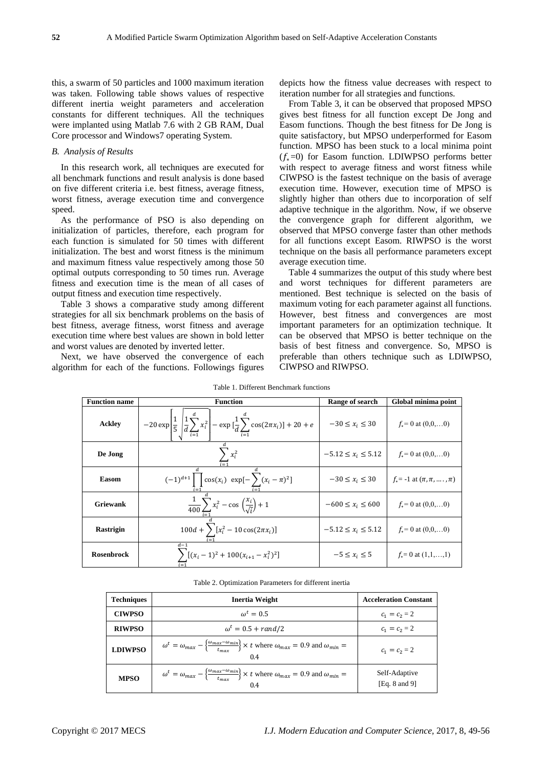this, a swarm of 50 particles and 1000 maximum iteration was taken. Following table shows values of respective different inertia weight parameters and acceleration constants for different techniques. All the techniques were implanted using Matlab 7.6 with 2 GB RAM, Dual Core processor and Windows7 operating System.

### *B. Analysis of Results*

In this research work, all techniques are executed for all benchmark functions and result analysis is done based on five different criteria i.e. best fitness, average fitness, worst fitness, average execution time and convergence speed.

As the performance of PSO is also depending on initialization of particles, therefore, each program for each function is simulated for 50 times with different initialization. The best and worst fitness is the minimum and maximum fitness value respectively among those 50 optimal outputs corresponding to 50 times run. Average fitness and execution time is the mean of all cases of output fitness and execution time respectively.

Table 3 shows a comparative study among different strategies for all six benchmark problems on the basis of best fitness, average fitness, worst fitness and average execution time where best values are shown in bold letter and worst values are denoted by inverted letter.

Next, we have observed the convergence of each algorithm for each of the functions. Followings figures depicts how the fitness value decreases with respect to iteration number for all strategies and functions.

From Table 3, it can be observed that proposed MPSO gives best fitness for all function except De Jong and Easom functions. Though the best fitness for De Jong is quite satisfactory, but MPSO underperformed for Easom function. MPSO has been stuck to a local minima point ($f_*$=0) for Easom function. LDIWPSO performs better with respect to average fitness and worst fitness while CIWPSO is the fastest technique on the basis of average execution time. However, execution time of MPSO is slightly higher than others due to incorporation of self adaptive technique in the algorithm. Now, if we observe the convergence graph for different algorithm, we observed that MPSO converge faster than other methods for all functions except Easom. RIWPSO is the worst technique on the basis all performance parameters except average execution time.

Table 4 summarizes the output of this study where best and worst techniques for different parameters are mentioned. Best technique is selected on the basis of maximum voting for each parameter against all functions. However, best fitness and convergences are most important parameters for an optimization technique. It can be observed that MPSO is better technique on the basis of best fitness and convergence. So, MPSO is preferable than others technique such as LDIWPSO, CIWPSO and RIWPSO.

Table 1. Different Benchmark functions

| Function name | Function | Range of search | Global minima point |
|---|---|---|---|
| Ackley | $-20\exp\left[\frac{1}{5}\sqrt{\frac{1}{d}\sum_{i=1}^{d}x_i^2}\right]-\exp\left[\frac{1}{d}\sum_{i=1}^{d}\cos(2\pi x_i)\right]+20+e$ | $-30 \le x_i \le 30$ | $f_*$= 0 at (0,0,…0) |
| De Jong | $\sum_{i=1}^{d}x_i^2$ | $-5.12 \le x_i \le 5.12$ | $f_*$= 0 at (0,0,…0) |
| Easom | $(-1)^{d+1}\prod_{i=1}^{d}\cos(x_i)\ \exp\left[-\sum_{i=1}^{d}(x_i-\pi)^2\right]$ | $-30 \le x_i \le 30$ | $f_*$= -1 at $(\pi,\pi,\ldots,\pi)$ |
| Griewank | $\frac{1}{400}\sum_{i=1}^{d}x_i^2-\cos\left(\frac{x_i}{\sqrt{i}}\right)+1$ | $-600 \le x_i \le 600$ | $f_*$= 0 at (0,0,…0) |
| Rastrigin | $100d+\sum_{i=1}^{d}[x_i^2-10\cos(2\pi x_i)]$ | $-5.12 \le x_i \le 5.12$ | $f_*$= 0 at (0,0,…0) |
| Rosenbrock | $\sum_{i=1}^{d-1}[(x_i-1)^2+100(x_{i+1}-x_i^2)^2]$ | $-5 \le x_i \le 5$ | $f_*$= 0 at (1,1,…,1) |

Table 2. Optimization Parameters for different inertia

| Techniques | Inertia Weight | Acceleration Constant |
|---|---|---|
| CIWPSO | $\omega^t = 0.5$ | $c_1 = c_2 = 2$ |
| RIWPSO | $\omega^t = 0.5 + rand/2$ | $c_1 = c_2 = 2$ |
| LDIWPSO | $\omega^t = \omega_{max} - \left\{\frac{\omega_{max}-\omega_{min}}{t_{max}}\right\} \times t$ where $\omega_{max} = 0.9$ and $\omega_{min} = 0.4$ | $c_1 = c_2 = 2$ |
| MPSO | $\omega^t = \omega_{max} - \left\{\frac{\omega_{max}-\omega_{min}}{t_{max}}\right\} \times t$ where $\omega_{max} = 0.9$ and $\omega_{min} = 0.4$ | Self-Adaptive [Eq. 8 and 9] |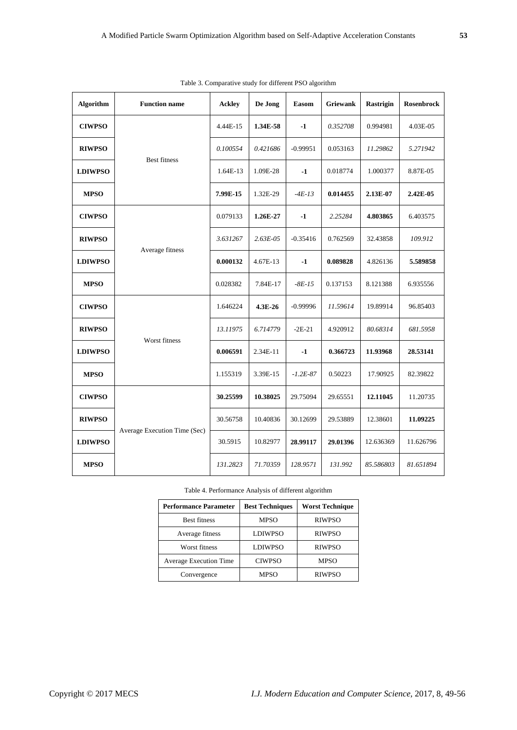Table 3. Comparative study for different PSO algorithm

| Algorithm | Function name | Ackley | De Jong | Easom | Griewank | Rastrigin | Rosenbrock |
|---|---|---|---|---|---|---|---|
| **CIWPSO** | Best fitness | 4.44E-15 | **1.34E-58** | **-1** | *0.352708* | 0.994981 | 4.03E-05 |
| **RIWPSO** | | *0.100554* | *0.421686* | -0.99951 | 0.053163 | *11.29862* | *5.271942* |
| **LDIWPSO** | | 1.64E-13 | 1.09E-28 | **-1** | 0.018774 | 1.000377 | 8.87E-05 |
| **MPSO** | | **7.99E-15** | 1.32E-29 | *-4E-13* | **0.014455** | **2.13E-07** | **2.42E-05** |
| **CIWPSO** | Average fitness | 0.079133 | **1.26E-27** | **-1** | *2.25284* | **4.803865** | 6.403575 |
| **RIWPSO** | | *3.631267* | *2.63E-05* | -0.35416 | 0.762569 | 32.43858 | *109.912* |
| **LDIWPSO** | | **0.000132** | 4.67E-13 | **-1** | **0.089828** | 4.826136 | **5.589858** |
| **MPSO** | | 0.028382 | 7.84E-17 | *-8E-15* | 0.137153 | 8.121388 | 6.935556 |
| **CIWPSO** | Worst fitness | 1.646224 | **4.3E-26** | -0.99996 | *11.59614* | 19.89914 | 96.85403 |
| **RIWPSO** | | *13.11975* | *6.714779* | -2E-21 | 4.920912 | *80.68314* | *681.5958* |
| **LDIWPSO** | | **0.006591** | 2.34E-11 | **-1** | **0.366723** | **11.93968** | **28.53141** |
| **MPSO** | | 1.155319 | 3.39E-15 | *-1.2E-87* | 0.50223 | 17.90925 | 82.39822 |
| **CIWPSO** | Average Execution Time (Sec) | **30.25599** | **10.38025** | 29.75094 | 29.65551 | **12.11045** | 11.20735 |
| **RIWPSO** | | 30.56758 | 10.40836 | 30.12699 | 29.53889 | 12.38601 | **11.09225** |
| **LDIWPSO** | | 30.5915 | 10.82977 | **28.99117** | **29.01396** | 12.636369 | 11.626796 |
| **MPSO** | | *131.2823* | *71.70359* | *128.9571* | *131.992* | *85.586803* | *81.651894* |

Table 4. Performance Analysis of different algorithm

| Performance Parameter | Best Techniques | Worst Technique |
|---|---|---|
| Best fitness | MPSO | RIWPSO |
| Average fitness | LDIWPSO | RIWPSO |
| Worst fitness | LDIWPSO | RIWPSO |
| Average Execution Time | CIWPSO | MPSO |
| Convergence | MPSO | RIWPSO |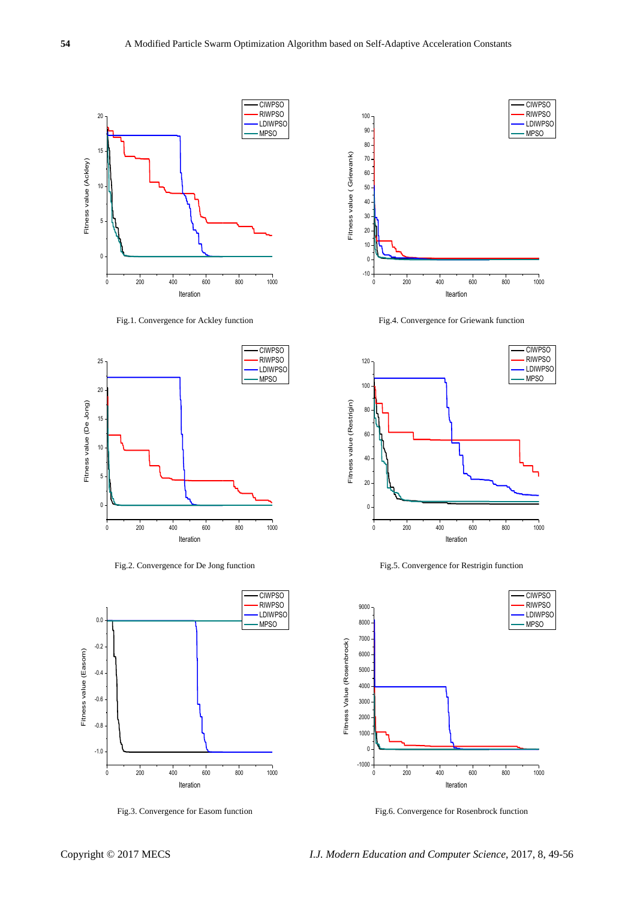Fig.1. Convergence for Ackley function

Fig.4. Convergence for Griewank function

Fig.2. Convergence for De Jong function

Fig.5. Convergence for Restrigin function

Fig.3. Convergence for Easom function

Fig.6. Convergence for Rosenbrock function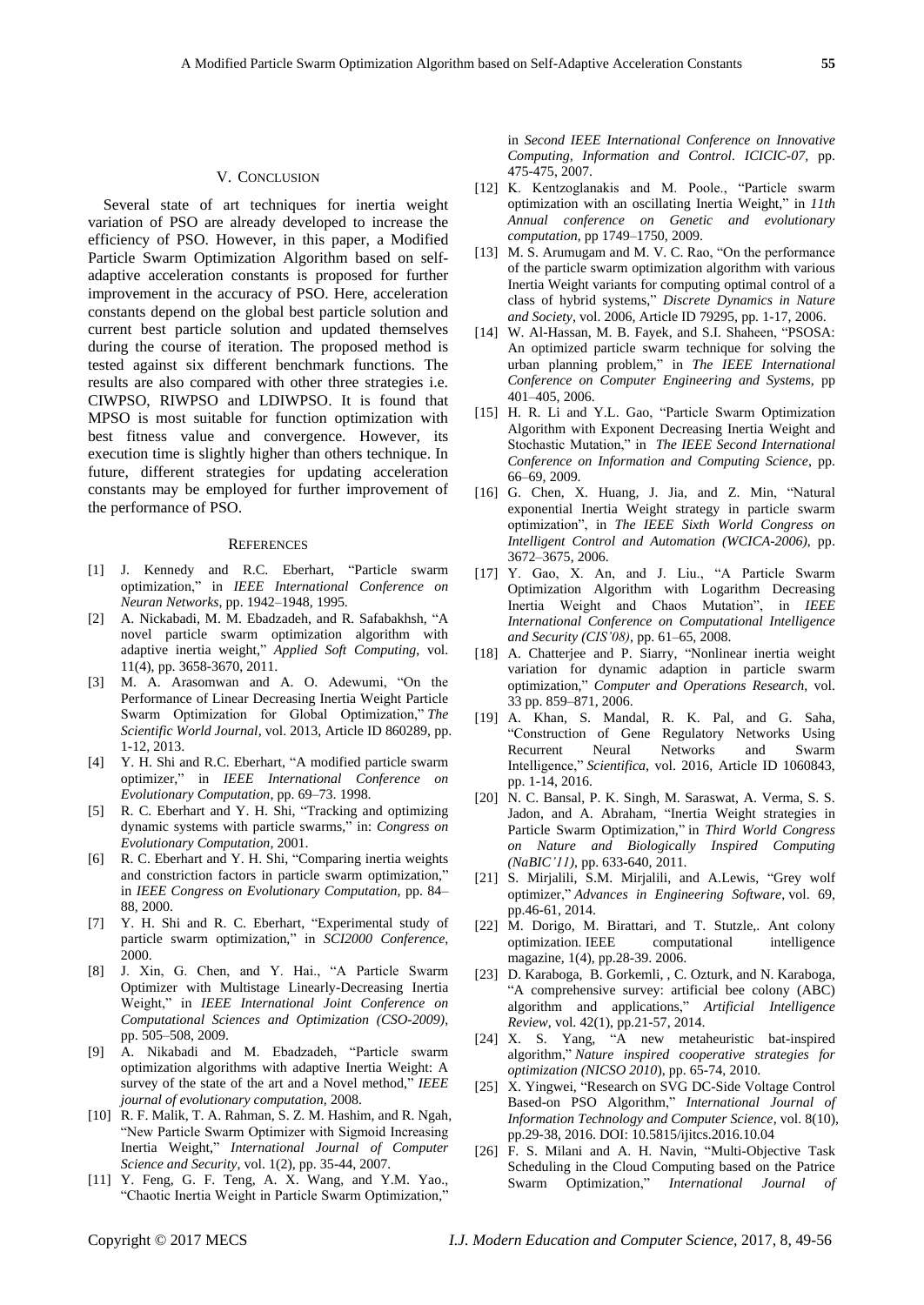## V. Conclusion

Several state of art techniques for inertia weight variation of PSO are already developed to increase the efficiency of PSO. However, in this paper, a Modified Particle Swarm Optimization Algorithm based on self-adaptive acceleration constants is proposed for further improvement in the accuracy of PSO. Here, acceleration constants depend on the global best particle solution and current best particle solution and updated themselves during the course of iteration. The proposed method is tested against six different benchmark functions. The results are also compared with other three strategies i.e. CIWPSO, RIWPSO and LDIWPSO. It is found that MPSO is most suitable for function optimization with best fitness value and convergence. However, its execution time is slightly higher than others technique. In future, different strategies for updating acceleration constants may be employed for further improvement of the performance of PSO.

## References

[1] J. Kennedy and R.C. Eberhart, "Particle swarm optimization," in *IEEE International Conference on Neuran Networks*, pp. 1942–1948, 1995.

[2] A. Nickabadi, M. M. Ebadzadeh, and R. Safabakhsh, "A novel particle swarm optimization algorithm with adaptive inertia weight," *Applied Soft Computing*, vol. 11(4), pp. 3658-3670, 2011.

[3] M. A. Arasomwan and A. O. Adewumi, "On the Performance of Linear Decreasing Inertia Weight Particle Swarm Optimization for Global Optimization," *The Scientific World Journal*, vol. 2013, Article ID 860289, pp. 1-12, 2013.

[4] Y. H. Shi and R.C. Eberhart, "A modified particle swarm optimizer," in *IEEE International Conference on Evolutionary Computation*, pp. 69–73. 1998.

[5] R. C. Eberhart and Y. H. Shi, "Tracking and optimizing dynamic systems with particle swarms," in: *Congress on Evolutionary Computation*, 2001.

[6] R. C. Eberhart and Y. H. Shi, "Comparing inertia weights and constriction factors in particle swarm optimization," in *IEEE Congress on Evolutionary Computation*, pp. 84–88, 2000.

[7] Y. H. Shi and R. C. Eberhart, "Experimental study of particle swarm optimization," in *SCI2000 Conference*, 2000.

[8] J. Xin, G. Chen, and Y. Hai., "A Particle Swarm Optimizer with Multistage Linearly-Decreasing Inertia Weight," in *IEEE International Joint Conference on Computational Sciences and Optimization (CSO-2009)*, pp. 505–508, 2009.

[9] A. Nikabadi and M. Ebadzadeh, "Particle swarm optimization algorithms with adaptive Inertia Weight: A survey of the state of the art and a Novel method," *IEEE journal of evolutionary computation*, 2008.

[10] R. F. Malik, T. A. Rahman, S. Z. M. Hashim, and R. Ngah, "New Particle Swarm Optimizer with Sigmoid Increasing Inertia Weight," *International Journal of Computer Science and Security*, vol. 1(2), pp. 35-44, 2007.

[11] Y. Feng, G. F. Teng, A. X. Wang, and Y.M. Yao., "Chaotic Inertia Weight in Particle Swarm Optimization," in *Second IEEE International Conference on Innovative Computing, Information and Control. ICICIC-07*, pp. 475-475, 2007.

[12] K. Kentzoglanakis and M. Poole., "Particle swarm optimization with an oscillating Inertia Weight," in *11th Annual conference on Genetic and evolutionary computation*, pp 1749–1750, 2009.

[13] M. S. Arumugam and M. V. C. Rao, "On the performance of the particle swarm optimization algorithm with various Inertia Weight variants for computing optimal control of a class of hybrid systems," *Discrete Dynamics in Nature and Society*, vol. 2006, Article ID 79295, pp. 1-17, 2006.

[14] W. Al-Hassan, M. B. Fayek, and S.I. Shaheen, "PSOSA: An optimized particle swarm technique for solving the urban planning problem," in *The IEEE International Conference on Computer Engineering and Systems*, pp 401–405, 2006.

[15] H. R. Li and Y.L. Gao, "Particle Swarm Optimization Algorithm with Exponent Decreasing Inertia Weight and Stochastic Mutation," in *The IEEE Second International Conference on Information and Computing Science*, pp. 66–69, 2009.

[16] G. Chen, X. Huang, J. Jia, and Z. Min, "Natural exponential Inertia Weight strategy in particle swarm optimization", in *The IEEE Sixth World Congress on Intelligent Control and Automation (WCICA-2006)*, pp. 3672–3675, 2006.

[17] Y. Gao, X. An, and J. Liu., "A Particle Swarm Optimization Algorithm with Logarithm Decreasing Inertia Weight and Chaos Mutation", in *IEEE International Conference on Computational Intelligence and Security (CIS'08)*, pp. 61–65, 2008.

[18] A. Chatterjee and P. Siarry, "Nonlinear inertia weight variation for dynamic adaption in particle swarm optimization," *Computer and Operations Research*, vol. 33 pp. 859–871, 2006.

[19] A. Khan, S. Mandal, R. K. Pal, and G. Saha, "Construction of Gene Regulatory Networks Using Recurrent Neural Networks and Swarm Intelligence," *Scientifica*, vol. 2016, Article ID 1060843, pp. 1-14, 2016.

[20] N. C. Bansal, P. K. Singh, M. Saraswat, A. Verma, S. S. Jadon, and A. Abraham, "Inertia Weight strategies in Particle Swarm Optimization," in *Third World Congress on Nature and Biologically Inspired Computing (NaBIC'11)*, pp. 633-640, 2011.

[21] S. Mirjalili, S.M. Mirjalili, and A.Lewis, "Grey wolf optimizer," *Advances in Engineering Software*, vol. 69, pp.46-61, 2014.

[22] M. Dorigo, M. Birattari, and T. Stutzle,. Ant colony optimization. IEEE computational intelligence magazine, 1(4), pp.28-39. 2006.

[23] D. Karaboga, B. Gorkemli, , C. Ozturk, and N. Karaboga, "A comprehensive survey: artificial bee colony (ABC) algorithm and applications," *Artificial Intelligence Review*, vol. 42(1), pp.21-57, 2014.

[24] X. S. Yang, "A new metaheuristic bat-inspired algorithm," *Nature inspired cooperative strategies for optimization (NICSO 2010*), pp. 65-74, 2010.

[25] X. Yingwei, "Research on SVG DC-Side Voltage Control Based-on PSO Algorithm," *International Journal of Information Technology and Computer Science*, vol. 8(10), pp.29-38, 2016. DOI: 10.5815/ijitcs.2016.10.04

[26] F. S. Milani and A. H. Navin, "Multi-Objective Task Scheduling in the Cloud Computing based on the Patrice Swarm Optimization," *International Journal of*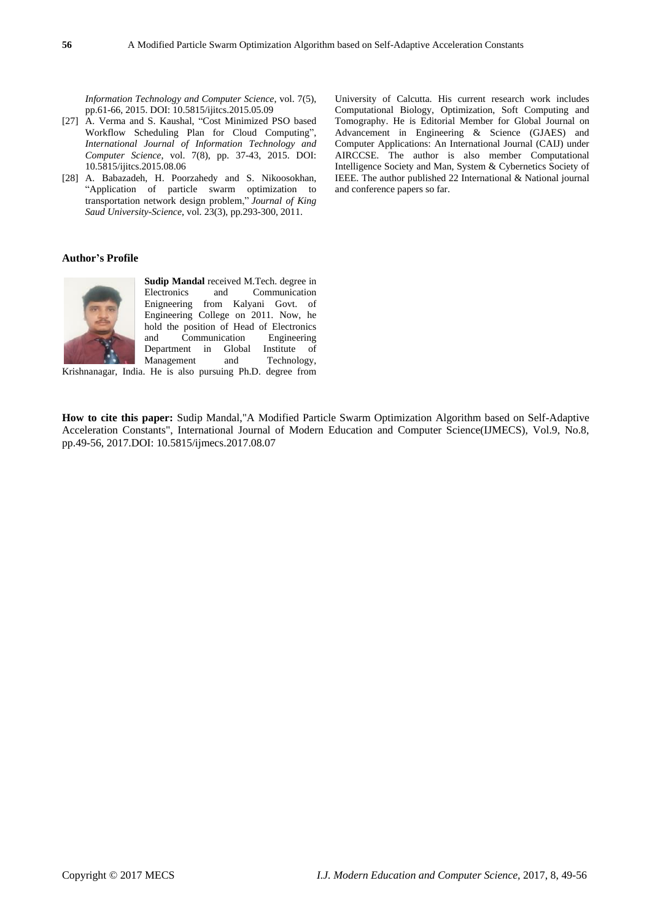*Information Technology and Computer Science*, vol. 7(5), pp.61-66, 2015. DOI: 10.5815/ijitcs.2015.05.09

[27] A. Verma and S. Kaushal, "Cost Minimized PSO based Workflow Scheduling Plan for Cloud Computing", *International Journal of Information Technology and Computer Science*, vol. 7(8), pp. 37-43, 2015. DOI: 10.5815/ijitcs.2015.08.06

[28] A. Babazadeh, H. Poorzahedy and S. Nikoosokhan, "Application of particle swarm optimization to transportation network design problem," *Journal of King Saud University-Science*, vol. 23(3), pp.293-300, 2011.

**Author's Profile**

**Sudip Mandal** received M.Tech. degree in Electronics and Communication Enigneering from Kalyani Govt. of Engineering College on 2011. Now, he hold the position of Head of Electronics and Communication Engineering Department in Global Institute of Management and Technology, Krishnanagar, India. He is also pursuing Ph.D. degree from University of Calcutta. His current research work includes Computational Biology, Optimization, Soft Computing and Tomography. He is Editorial Member for Global Journal on Advancement in Engineering & Science (GJAES) and Computer Applications: An International Journal (CAIJ) under AIRCCSE. The author is also member Computational Intelligence Society and Man, System & Cybernetics Society of IEEE. The author published 22 International & National journal and conference papers so far.

**How to cite this paper:** Sudip Mandal,"A Modified Particle Swarm Optimization Algorithm based on Self-Adaptive Acceleration Constants", International Journal of Modern Education and Computer Science(IJMECS), Vol.9, No.8, pp.49-56, 2017.DOI: 10.5815/ijmecs.2017.08.07